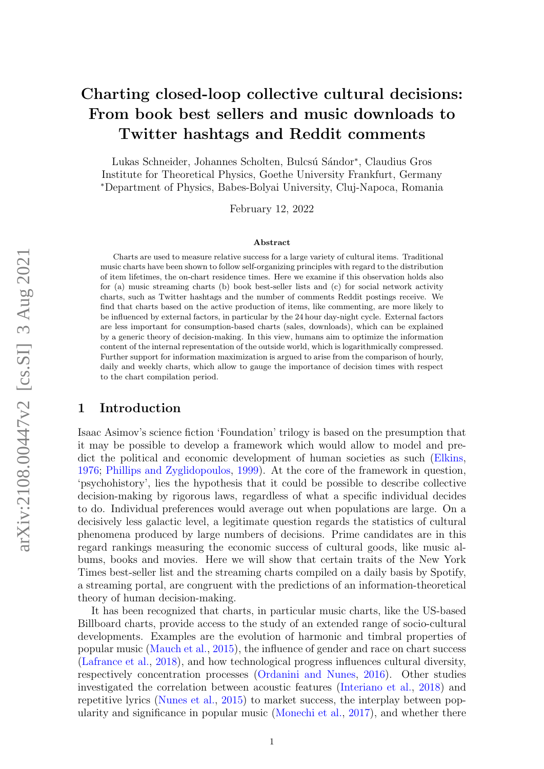# Charting closed-loop collective cultural decisions: From book best sellers and music downloads to Twitter hashtags and Reddit comments

Lukas Schneider, Johannes Scholten, Bulcsú Sándor*, Claudius Gros
Institute for Theoretical Physics, Goethe University Frankfurt, Germany
*Department of Physics, Babes-Bolyai University, Cluj-Napoca, Romania

February 12, 2022

### Abstract

Charts are used to measure relative success for a large variety of cultural items. Traditional music charts have been shown to follow self-organizing principles with regard to the distribution of item lifetimes, the on-chart residence times. Here we examine if this observation holds also for (a) music streaming charts (b) book best-seller lists and (c) for social network activity charts, such as Twitter hashtags and the number of comments Reddit postings receive. We find that charts based on the active production of items, like commenting, are more likely to be influenced by external factors, in particular by the 24 hour day-night cycle. External factors are less important for consumption-based charts (sales, downloads), which can be explained by a generic theory of decision-making. In this view, humans aim to optimize the information content of the internal representation of the outside world, which is logarithmically compressed. Further support for information maximization is argued to arise from the comparison of hourly, daily and weekly charts, which allow to gauge the importance of decision times with respect to the chart compilation period.

## 1 Introduction

Isaac Asimov's science fiction 'Foundation' trilogy is based on the presumption that it may be possible to develop a framework which would allow to model and predict the political and economic development of human societies as such (Elkins, 1976; Phillips and Zyglidopoulos, 1999). At the core of the framework in question, 'psychohistory', lies the hypothesis that it could be possible to describe collective decision-making by rigorous laws, regardless of what a specific individual decides to do. Individual preferences would average out when populations are large. On a decisively less galactic level, a legitimate question regards the statistics of cultural phenomena produced by large numbers of decisions. Prime candidates are in this regard rankings measuring the economic success of cultural goods, like music albums, books and movies. Here we will show that certain traits of the New York Times best-seller list and the streaming charts compiled on a daily basis by Spotify, a streaming portal, are congruent with the predictions of an information-theoretical theory of human decision-making.

It has been recognized that charts, in particular music charts, like the US-based Billboard charts, provide access to the study of an extended range of socio-cultural developments. Examples are the evolution of harmonic and timbral properties of popular music (Mauch et al., 2015), the influence of gender and race on chart success (Lafrance et al., 2018), and how technological progress influences cultural diversity, respectively concentration processes (Ordanini and Nunes, 2016). Other studies investigated the correlation between acoustic features (Interiano et al., 2018) and repetitive lyrics (Nunes et al., 2015) to market success, the interplay between popularity and significance in popular music (Monechi et al., 2017), and whether there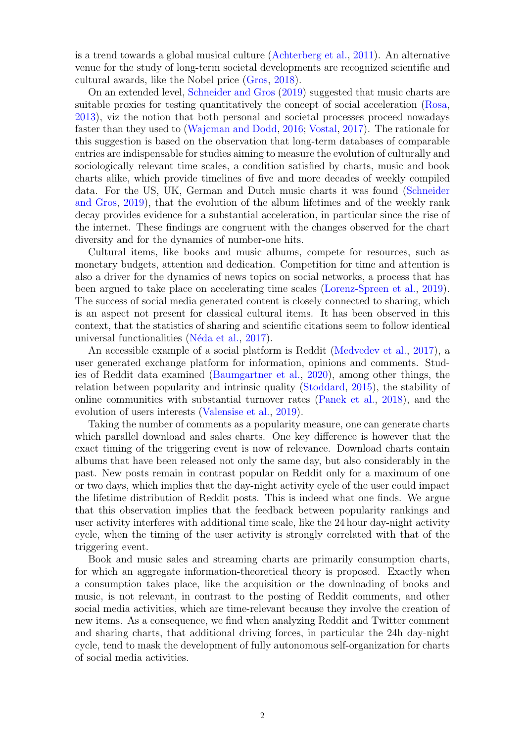is a trend towards a global musical culture (Achterberg et al., 2011). An alternative venue for the study of long-term societal developments are recognized scientific and cultural awards, like the Nobel price (Gros, 2018).

On an extended level, Schneider and Gros (2019) suggested that music charts are suitable proxies for testing quantitatively the concept of social acceleration (Rosa, 2013), viz the notion that both personal and societal processes proceed nowadays faster than they used to (Wajcman and Dodd, 2016; Vostal, 2017). The rationale for this suggestion is based on the observation that long-term databases of comparable entries are indispensable for studies aiming to measure the evolution of culturally and sociologically relevant time scales, a condition satisfied by charts, music and book charts alike, which provide timelines of five and more decades of weekly compiled data. For the US, UK, German and Dutch music charts it was found (Schneider and Gros, 2019), that the evolution of the album lifetimes and of the weekly rank decay provides evidence for a substantial acceleration, in particular since the rise of the internet. These findings are congruent with the changes observed for the chart diversity and for the dynamics of number-one hits.

Cultural items, like books and music albums, compete for resources, such as monetary budgets, attention and dedication. Competition for time and attention is also a driver for the dynamics of news topics on social networks, a process that has been argued to take place on accelerating time scales (Lorenz-Spreen et al., 2019). The success of social media generated content is closely connected to sharing, which is an aspect not present for classical cultural items. It has been observed in this context, that the statistics of sharing and scientific citations seem to follow identical universal functionalities (Néda et al., 2017).

An accessible example of a social platform is Reddit (Medvedev et al., 2017), a user generated exchange platform for information, opinions and comments. Studies of Reddit data examined (Baumgartner et al., 2020), among other things, the relation between popularity and intrinsic quality (Stoddard, 2015), the stability of online communities with substantial turnover rates (Panek et al., 2018), and the evolution of users interests (Valensise et al., 2019).

Taking the number of comments as a popularity measure, one can generate charts which parallel download and sales charts. One key difference is however that the exact timing of the triggering event is now of relevance. Download charts contain albums that have been released not only the same day, but also considerably in the past. New posts remain in contrast popular on Reddit only for a maximum of one or two days, which implies that the day-night activity cycle of the user could impact the lifetime distribution of Reddit posts. This is indeed what one finds. We argue that this observation implies that the feedback between popularity rankings and user activity interferes with additional time scale, like the 24 hour day-night activity cycle, when the timing of the user activity is strongly correlated with that of the triggering event.

Book and music sales and streaming charts are primarily consumption charts, for which an aggregate information-theoretical theory is proposed. Exactly when a consumption takes place, like the acquisition or the downloading of books and music, is not relevant, in contrast to the posting of Reddit comments, and other social media activities, which are time-relevant because they involve the creation of new items. As a consequence, we find when analyzing Reddit and Twitter comment and sharing charts, that additional driving forces, in particular the 24h day-night cycle, tend to mask the development of fully autonomous self-organization for charts of social media activities.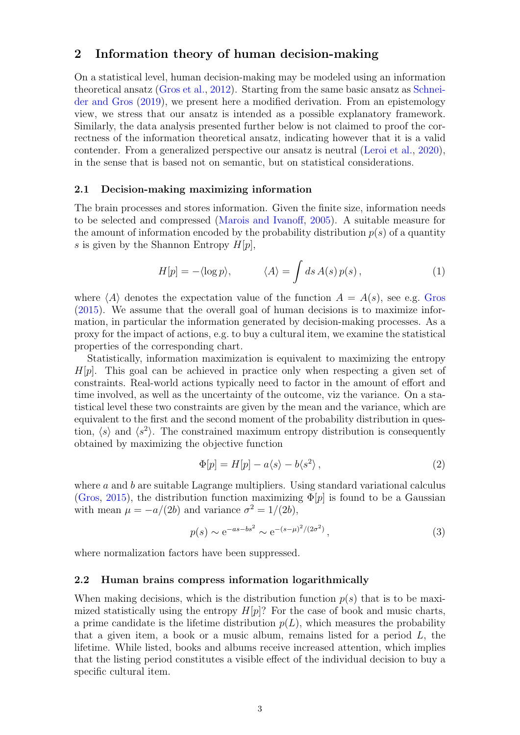## 2 Information theory of human decision-making

On a statistical level, human decision-making may be modeled using an information theoretical ansatz (Gros et al., 2012). Starting from the same basic ansatz as Schneider and Gros (2019), we present here a modified derivation. From an epistemology view, we stress that our ansatz is intended as a possible explanatory framework. Similarly, the data analysis presented further below is not claimed to proof the correctness of the information theoretical ansatz, indicating however that it is a valid contender. From a generalized perspective our ansatz is neutral (Leroi et al., 2020), in the sense that is based not on semantic, but on statistical considerations.

### 2.1 Decision-making maximizing information

The brain processes and stores information. Given the finite size, information needs to be selected and compressed (Marois and Ivanoff, 2005). A suitable measure for the amount of information encoded by the probability distribution $p(s)$ of a quantity $s$ is given by the Shannon Entropy $H[p]$,

$$H[p] = -\langle \log p \rangle, \qquad \langle A \rangle = \int ds\, A(s)\, p(s)\,, \tag{1}$$

where $\langle A \rangle$ denotes the expectation value of the function $A = A(s)$, see e.g. Gros (2015). We assume that the overall goal of human decisions is to maximize information, in particular the information generated by decision-making processes. As a proxy for the impact of actions, e.g. to buy a cultural item, we examine the statistical properties of the corresponding chart.

Statistically, information maximization is equivalent to maximizing the entropy $H[p]$. This goal can be achieved in practice only when respecting a given set of constraints. Real-world actions typically need to factor in the amount of effort and time involved, as well as the uncertainty of the outcome, viz the variance. On a statistical level these two constraints are given by the mean and the variance, which are equivalent to the first and the second moment of the probability distribution in question, $\langle s \rangle$ and $\langle s^2 \rangle$. The constrained maximum entropy distribution is consequently obtained by maximizing the objective function

$$\Phi[p] = H[p] - a\langle s \rangle - b\langle s^2 \rangle\,, \tag{2}$$

where $a$ and $b$ are suitable Lagrange multipliers. Using standard variational calculus (Gros, 2015), the distribution function maximizing $\Phi[p]$ is found to be a Gaussian with mean $\mu = -a/(2b)$ and variance $\sigma^2 = 1/(2b)$,

$$p(s) \sim \mathrm{e}^{-as-bs^2} \sim \mathrm{e}^{-(s-\mu)^2/(2\sigma^2)}\,, \tag{3}$$

where normalization factors have been suppressed.

### 2.2 Human brains compress information logarithmically

When making decisions, which is the distribution function $p(s)$ that is to be maximized statistically using the entropy $H[p]$? For the case of book and music charts, a prime candidate is the lifetime distribution $p(L)$, which measures the probability that a given item, a book or a music album, remains listed for a period $L$, the lifetime. While listed, books and albums receive increased attention, which implies that the listing period constitutes a visible effect of the individual decision to buy a specific cultural item.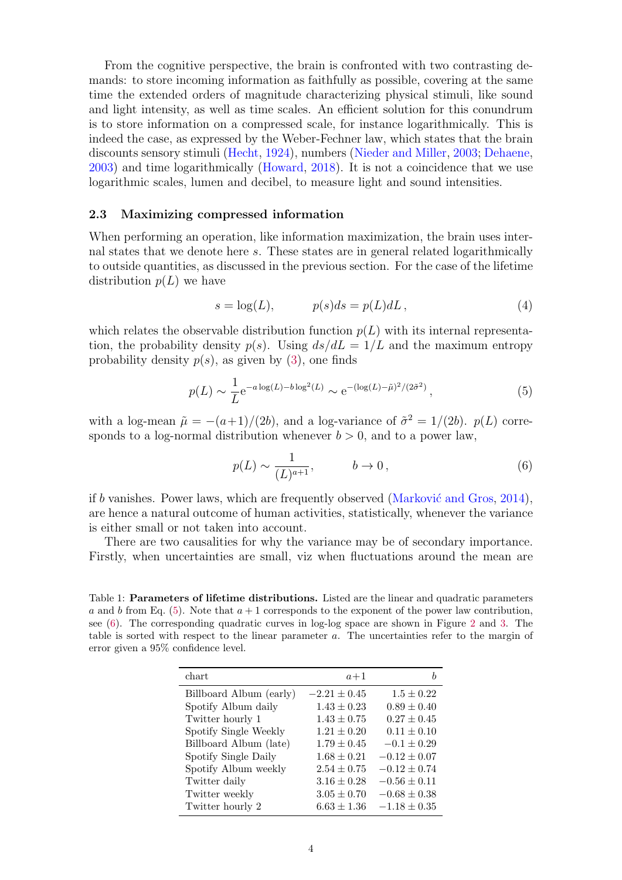From the cognitive perspective, the brain is confronted with two contrasting demands: to store incoming information as faithfully as possible, covering at the same time the extended orders of magnitude characterizing physical stimuli, like sound and light intensity, as well as time scales. An efficient solution for this conundrum is to store information on a compressed scale, for instance logarithmically. This is indeed the case, as expressed by the Weber-Fechner law, which states that the brain discounts sensory stimuli (Hecht, 1924), numbers (Nieder and Miller, 2003; Dehaene, 2003) and time logarithmically (Howard, 2018). It is not a coincidence that we use logarithmic scales, lumen and decibel, to measure light and sound intensities.

### 2.3 Maximizing compressed information

When performing an operation, like information maximization, the brain uses internal states that we denote here $s$. These states are in general related logarithmically to outside quantities, as discussed in the previous section. For the case of the lifetime distribution $p(L)$ we have

$$s = \log(L), \qquad p(s)ds = p(L)dL\,, \tag{4}$$

which relates the observable distribution function $p(L)$ with its internal representation, the probability density $p(s)$. Using $ds/dL = 1/L$ and the maximum entropy probability density $p(s)$, as given by (3), one finds

$$p(L) \sim \frac{1}{L}\mathrm{e}^{-a\log(L)-b\log^2(L)} \sim \mathrm{e}^{-(\log(L)-\tilde{\mu})^2/(2\tilde{\sigma}^2)}\,, \tag{5}$$

with a log-mean $\tilde{\mu} = -(a+1)/(2b)$, and a log-variance of $\tilde{\sigma}^2 = 1/(2b)$. $p(L)$ corresponds to a log-normal distribution whenever $b > 0$, and to a power law,

$$p(L) \sim \frac{1}{(L)^{a+1}}, \qquad b \to 0\,, \tag{6}$$

if $b$ vanishes. Power laws, which are frequently observed (Marković and Gros, 2014), are hence a natural outcome of human activities, statistically, whenever the variance is either small or not taken into account.

There are two causalities for why the variance may be of secondary importance. Firstly, when uncertainties are small, viz when fluctuations around the mean are

Table 1: **Parameters of lifetime distributions.** Listed are the linear and quadratic parameters $a$ and $b$ from Eq. (5). Note that $a+1$ corresponds to the exponent of the power law contribution, see (6). The corresponding quadratic curves in log-log space are shown in Figure 2 and 3. The table is sorted with respect to the linear parameter $a$. The uncertainties refer to the margin of error given a 95% confidence level.

| chart | $a+1$ | $b$ |
|---|---|---|
| Billboard Album (early) | $-2.21 \pm 0.45$ | $1.5 \pm 0.22$ |
| Spotify Album daily | $1.43 \pm 0.23$ | $0.89 \pm 0.40$ |
| Twitter hourly 1 | $1.43 \pm 0.75$ | $0.27 \pm 0.45$ |
| Spotify Single Weekly | $1.21 \pm 0.20$ | $0.11 \pm 0.10$ |
| Billboard Album (late) | $1.79 \pm 0.45$ | $-0.1 \pm 0.29$ |
| Spotify Single Daily | $1.68 \pm 0.21$ | $-0.12 \pm 0.07$ |
| Spotify Album weekly | $2.54 \pm 0.75$ | $-0.12 \pm 0.74$ |
| Twitter daily | $3.16 \pm 0.28$ | $-0.56 \pm 0.11$ |
| Twitter weekly | $3.05 \pm 0.70$ | $-0.68 \pm 0.38$ |
| Twitter hourly 2 | $6.63 \pm 1.36$ | $-1.18 \pm 0.35$ |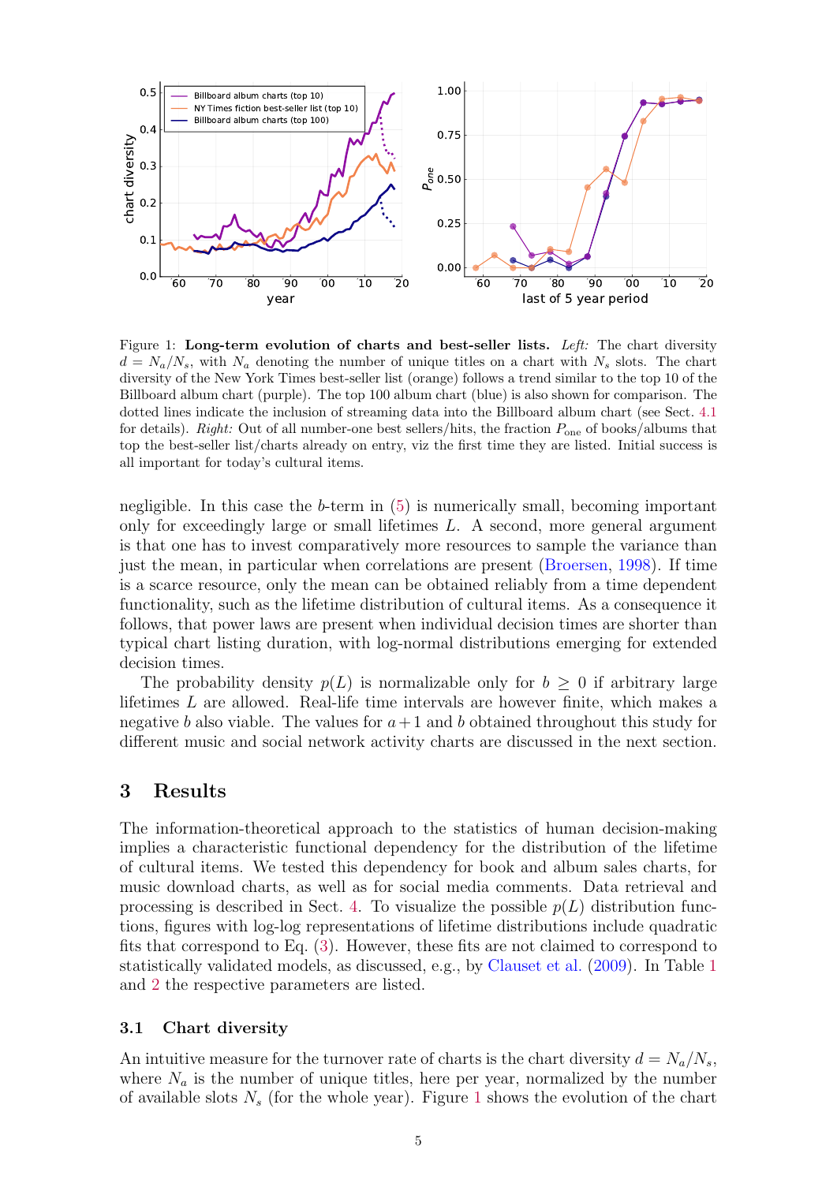Figure 1: **Long-term evolution of charts and best-seller lists.** *Left:* The chart diversity $d = N_a/N_s$, with $N_a$ denoting the number of unique titles on a chart with $N_s$ slots. The chart diversity of the New York Times best-seller list (orange) follows a trend similar to the top 10 of the Billboard album chart (purple). The top 100 album chart (blue) is also shown for comparison. The dotted lines indicate the inclusion of streaming data into the Billboard album chart (see Sect. 4.1 for details). *Right:* Out of all number-one best sellers/hits, the fraction $P_{\text{one}}$ of books/albums that top the best-seller list/charts already on entry, viz the first time they are listed. Initial success is all important for today's cultural items.

negligible. In this case the $b$-term in (5) is numerically small, becoming important only for exceedingly large or small lifetimes $L$. A second, more general argument is that one has to invest comparatively more resources to sample the variance than just the mean, in particular when correlations are present (Broersen, 1998). If time is a scarce resource, only the mean can be obtained reliably from a time dependent functionality, such as the lifetime distribution of cultural items. As a consequence it follows, that power laws are present when individual decision times are shorter than typical chart listing duration, with log-normal distributions emerging for extended decision times.

The probability density $p(L)$ is normalizable only for $b \geq 0$ if arbitrary large lifetimes $L$ are allowed. Real-life time intervals are however finite, which makes a negative $b$ also viable. The values for $a+1$ and $b$ obtained throughout this study for different music and social network activity charts are discussed in the next section.

## 3 Results

The information-theoretical approach to the statistics of human decision-making implies a characteristic functional dependency for the distribution of the lifetime of cultural items. We tested this dependency for book and album sales charts, for music download charts, as well as for social media comments. Data retrieval and processing is described in Sect. 4. To visualize the possible $p(L)$ distribution functions, figures with log-log representations of lifetime distributions include quadratic fits that correspond to Eq. (3). However, these fits are not claimed to correspond to statistically validated models, as discussed, e.g., by Clauset et al. (2009). In Table 1 and 2 the respective parameters are listed.

### 3.1 Chart diversity

An intuitive measure for the turnover rate of charts is the chart diversity $d = N_a/N_s$, where $N_a$ is the number of unique titles, here per year, normalized by the number of available slots $N_s$ (for the whole year). Figure 1 shows the evolution of the chart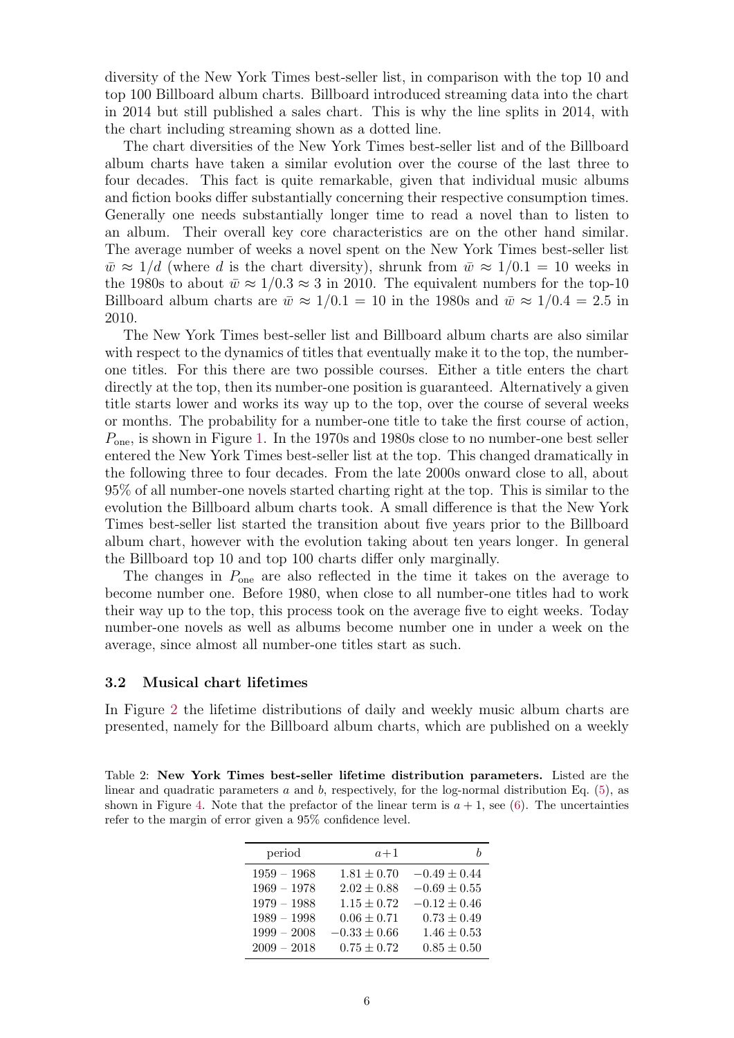diversity of the New York Times best-seller list, in comparison with the top 10 and top 100 Billboard album charts. Billboard introduced streaming data into the chart in 2014 but still published a sales chart. This is why the line splits in 2014, with the chart including streaming shown as a dotted line.

The chart diversities of the New York Times best-seller list and of the Billboard album charts have taken a similar evolution over the course of the last three to four decades. This fact is quite remarkable, given that individual music albums and fiction books differ substantially concerning their respective consumption times. Generally one needs substantially longer time to read a novel than to listen to an album. Their overall key core characteristics are on the other hand similar. The average number of weeks a novel spent on the New York Times best-seller list $\bar{w} \approx 1/d$ (where $d$ is the chart diversity), shrunk from $\bar{w} \approx 1/0.1 = 10$ weeks in the 1980s to about $\bar{w} \approx 1/0.3 \approx 3$ in 2010. The equivalent numbers for the top-10 Billboard album charts are $\bar{w} \approx 1/0.1 = 10$ in the 1980s and $\bar{w} \approx 1/0.4 = 2.5$ in 2010.

The New York Times best-seller list and Billboard album charts are also similar with respect to the dynamics of titles that eventually make it to the top, the number-one titles. For this there are two possible courses. Either a title enters the chart directly at the top, then its number-one position is guaranteed. Alternatively a given title starts lower and works its way up to the top, over the course of several weeks or months. The probability for a number-one title to take the first course of action, $P_{\text{one}}$, is shown in Figure 1. In the 1970s and 1980s close to no number-one best seller entered the New York Times best-seller list at the top. This changed dramatically in the following three to four decades. From the late 2000s onward close to all, about 95% of all number-one novels started charting right at the top. This is similar to the evolution the Billboard album charts took. A small difference is that the New York Times best-seller list started the transition about five years prior to the Billboard album chart, however with the evolution taking about ten years longer. In general the Billboard top 10 and top 100 charts differ only marginally.

The changes in $P_{\text{one}}$ are also reflected in the time it takes on the average to become number one. Before 1980, when close to all number-one titles had to work their way up to the top, this process took on the average five to eight weeks. Today number-one novels as well as albums become number one in under a week on the average, since almost all number-one titles start as such.

### 3.2 Musical chart lifetimes

In Figure 2 the lifetime distributions of daily and weekly music album charts are presented, namely for the Billboard album charts, which are published on a weekly

Table 2: **New York Times best-seller lifetime distribution parameters.** Listed are the linear and quadratic parameters $a$ and $b$, respectively, for the log-normal distribution Eq. (5), as shown in Figure 4. Note that the prefactor of the linear term is $a+1$, see (6). The uncertainties refer to the margin of error given a 95% confidence level.

| period | $a+1$ | $b$ |
|---|---|---|
| 1959 – 1968 | $1.81 \pm 0.70$ | $-0.49 \pm 0.44$ |
| 1969 – 1978 | $2.02 \pm 0.88$ | $-0.69 \pm 0.55$ |
| 1979 – 1988 | $1.15 \pm 0.72$ | $-0.12 \pm 0.46$ |
| 1989 – 1998 | $0.06 \pm 0.71$ | $0.73 \pm 0.49$ |
| 1999 – 2008 | $-0.33 \pm 0.66$ | $1.46 \pm 0.53$ |
| 2009 – 2018 | $0.75 \pm 0.72$ | $0.85 \pm 0.50$ |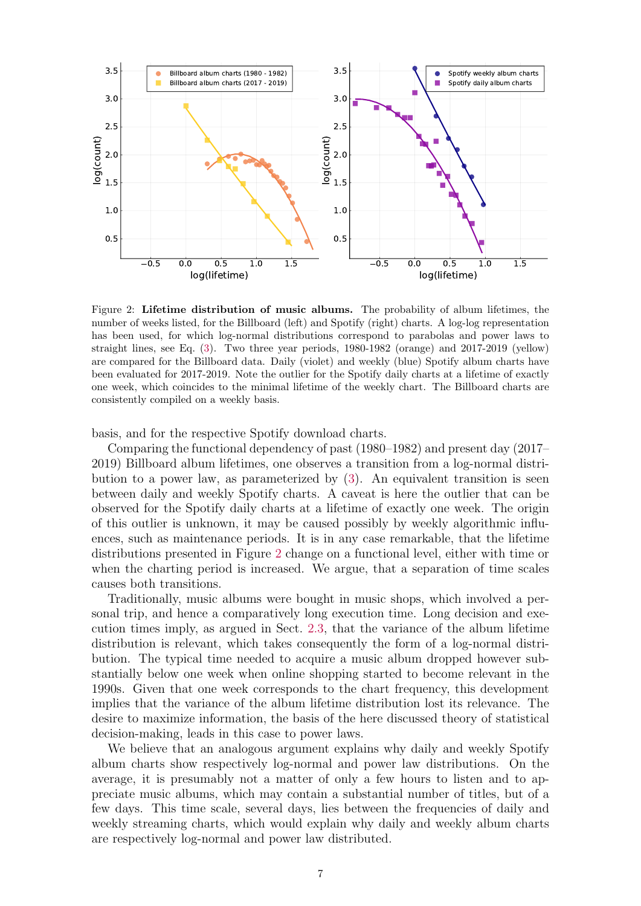Figure 2: **Lifetime distribution of music albums.** The probability of album lifetimes, the number of weeks listed, for the Billboard (left) and Spotify (right) charts. A log-log representation has been used, for which log-normal distributions correspond to parabolas and power laws to straight lines, see Eq. (3). Two three year periods, 1980-1982 (orange) and 2017-2019 (yellow) are compared for the Billboard data. Daily (violet) and weekly (blue) Spotify album charts have been evaluated for 2017-2019. Note the outlier for the Spotify daily charts at a lifetime of exactly one week, which coincides to the minimal lifetime of the weekly chart. The Billboard charts are consistently compiled on a weekly basis.

basis, and for the respective Spotify download charts.

Comparing the functional dependency of past (1980–1982) and present day (2017–2019) Billboard album lifetimes, one observes a transition from a log-normal distribution to a power law, as parameterized by (3). An equivalent transition is seen between daily and weekly Spotify charts. A caveat is here the outlier that can be observed for the Spotify daily charts at a lifetime of exactly one week. The origin of this outlier is unknown, it may be caused possibly by weekly algorithmic influences, such as maintenance periods. It is in any case remarkable, that the lifetime distributions presented in Figure 2 change on a functional level, either with time or when the charting period is increased. We argue, that a separation of time scales causes both transitions.

Traditionally, music albums were bought in music shops, which involved a personal trip, and hence a comparatively long execution time. Long decision and execution times imply, as argued in Sect. 2.3, that the variance of the album lifetime distribution is relevant, which takes consequently the form of a log-normal distribution. The typical time needed to acquire a music album dropped however substantially below one week when online shopping started to become relevant in the 1990s. Given that one week corresponds to the chart frequency, this development implies that the variance of the album lifetime distribution lost its relevance. The desire to maximize information, the basis of the here discussed theory of statistical decision-making, leads in this case to power laws.

We believe that an analogous argument explains why daily and weekly Spotify album charts show respectively log-normal and power law distributions. On the average, it is presumably not a matter of only a few hours to listen and to appreciate music albums, which may contain a substantial number of titles, but of a few days. This time scale, several days, lies between the frequencies of daily and weekly streaming charts, which would explain why daily and weekly album charts are respectively log-normal and power law distributed.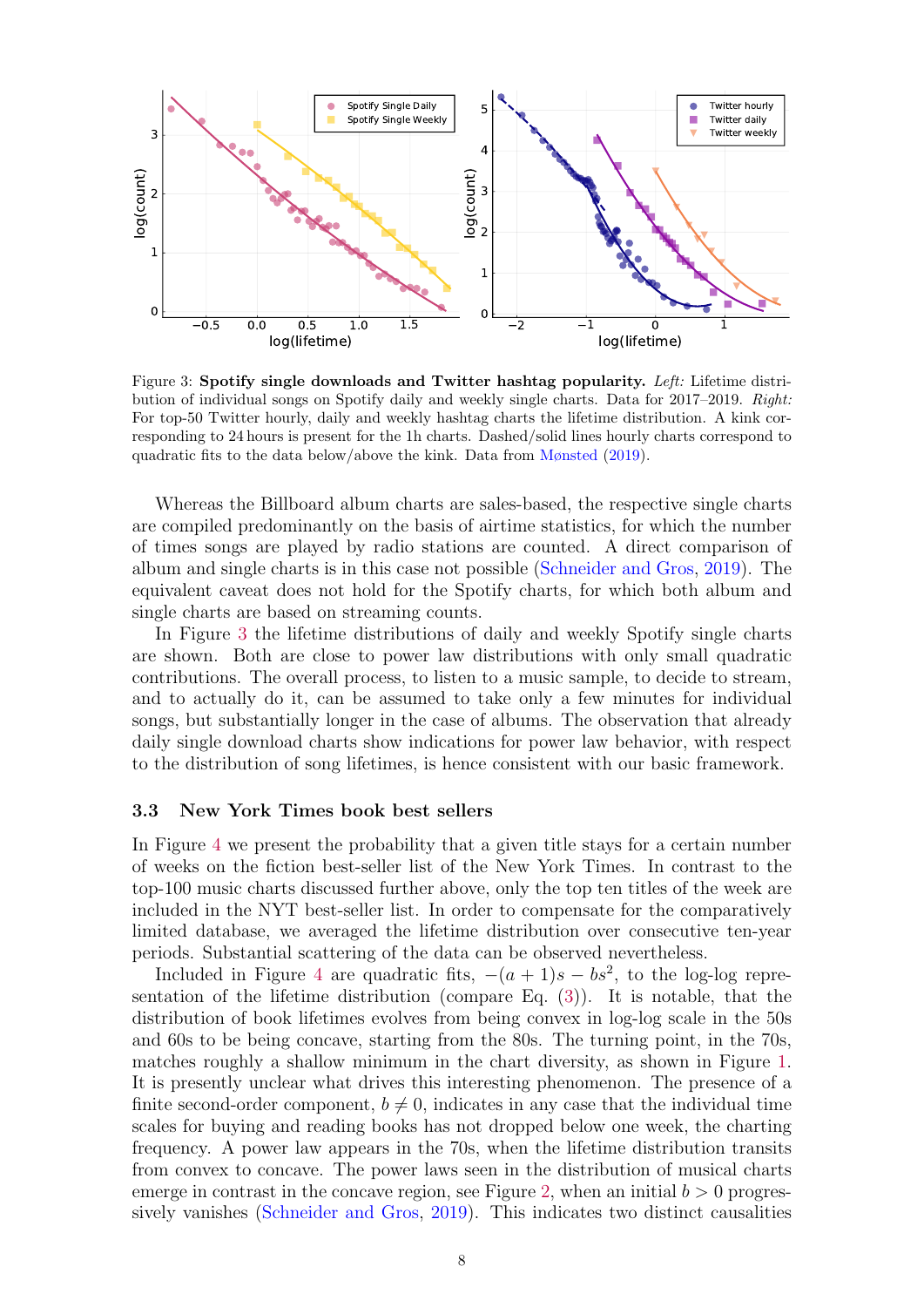Figure 3: **Spotify single downloads and Twitter hashtag popularity.** *Left:* Lifetime distribution of individual songs on Spotify daily and weekly single charts. Data for 2017–2019. *Right:* For top-50 Twitter hourly, daily and weekly hashtag charts the lifetime distribution. A kink corresponding to 24 hours is present for the 1h charts. Dashed/solid lines hourly charts correspond to quadratic fits to the data below/above the kink. Data from Mønsted (2019).

Whereas the Billboard album charts are sales-based, the respective single charts are compiled predominantly on the basis of airtime statistics, for which the number of times songs are played by radio stations are counted. A direct comparison of album and single charts is in this case not possible (Schneider and Gros, 2019). The equivalent caveat does not hold for the Spotify charts, for which both album and single charts are based on streaming counts.

In Figure 3 the lifetime distributions of daily and weekly Spotify single charts are shown. Both are close to power law distributions with only small quadratic contributions. The overall process, to listen to a music sample, to decide to stream, and to actually do it, can be assumed to take only a few minutes for individual songs, but substantially longer in the case of albums. The observation that already daily single download charts show indications for power law behavior, with respect to the distribution of song lifetimes, is hence consistent with our basic framework.

### 3.3 New York Times book best sellers

In Figure 4 we present the probability that a given title stays for a certain number of weeks on the fiction best-seller list of the New York Times. In contrast to the top-100 music charts discussed further above, only the top ten titles of the week are included in the NYT best-seller list. In order to compensate for the comparatively limited database, we averaged the lifetime distribution over consecutive ten-year periods. Substantial scattering of the data can be observed nevertheless.

Included in Figure 4 are quadratic fits, $-(a+1)s - bs^2$, to the log-log representation of the lifetime distribution (compare Eq. (3)). It is notable, that the distribution of book lifetimes evolves from being convex in log-log scale in the 50s and 60s to be being concave, starting from the 80s. The turning point, in the 70s, matches roughly a shallow minimum in the chart diversity, as shown in Figure 1. It is presently unclear what drives this interesting phenomenon. The presence of a finite second-order component, $b \neq 0$, indicates in any case that the individual time scales for buying and reading books has not dropped below one week, the charting frequency. A power law appears in the 70s, when the lifetime distribution transits from convex to concave. The power laws seen in the distribution of musical charts emerge in contrast in the concave region, see Figure 2, when an initial $b > 0$ progressively vanishes (Schneider and Gros, 2019). This indicates two distinct causalities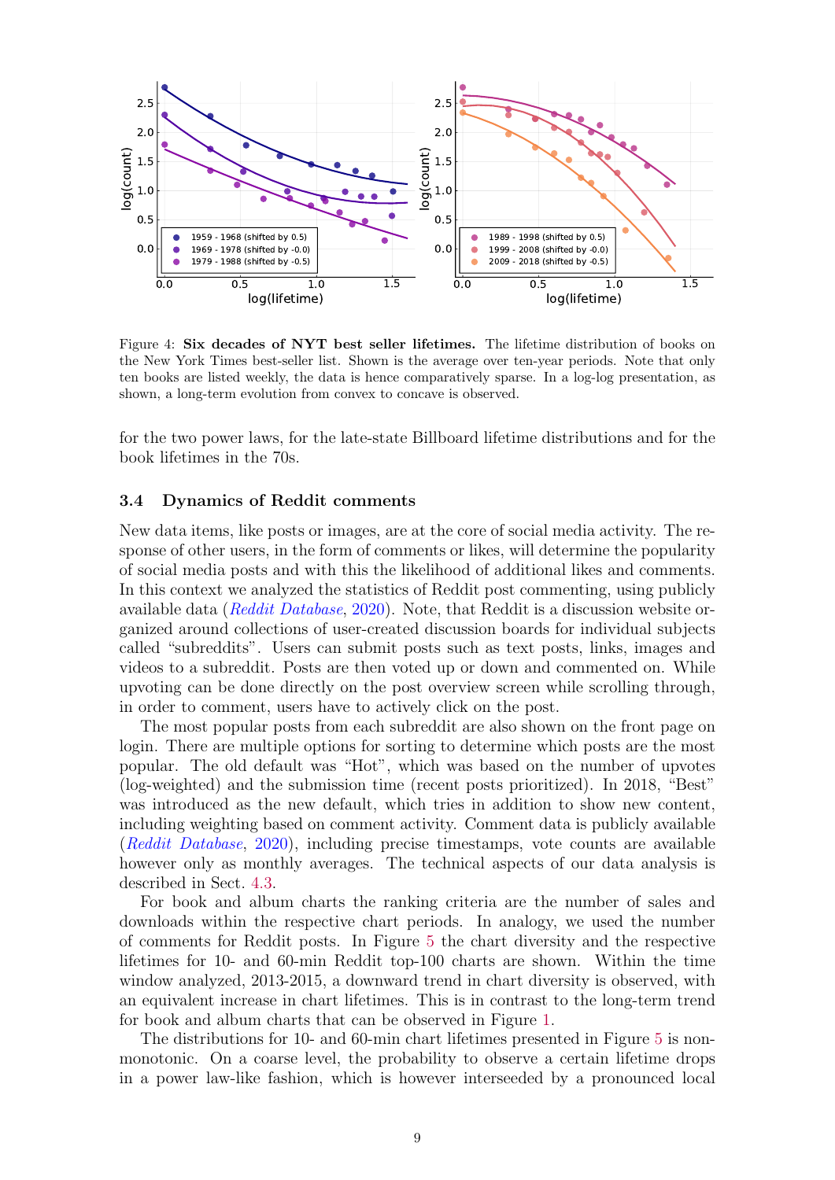Figure 4: **Six decades of NYT best seller lifetimes.** The lifetime distribution of books on the New York Times best-seller list. Shown is the average over ten-year periods. Note that only ten books are listed weekly, the data is hence comparatively sparse. In a log-log presentation, as shown, a long-term evolution from convex to concave is observed.

for the two power laws, for the late-state Billboard lifetime distributions and for the book lifetimes in the 70s.

### 3.4 Dynamics of Reddit comments

New data items, like posts or images, are at the core of social media activity. The response of other users, in the form of comments or likes, will determine the popularity of social media posts and with this the likelihood of additional likes and comments. In this context we analyzed the statistics of Reddit post commenting, using publicly available data (*Reddit Database*, 2020). Note, that Reddit is a discussion website organized around collections of user-created discussion boards for individual subjects called "subreddits". Users can submit posts such as text posts, links, images and videos to a subreddit. Posts are then voted up or down and commented on. While upvoting can be done directly on the post overview screen while scrolling through, in order to comment, users have to actively click on the post.

The most popular posts from each subreddit are also shown on the front page on login. There are multiple options for sorting to determine which posts are the most popular. The old default was "Hot", which was based on the number of upvotes (log-weighted) and the submission time (recent posts prioritized). In 2018, "Best" was introduced as the new default, which tries in addition to show new content, including weighting based on comment activity. Comment data is publicly available (*Reddit Database*, 2020), including precise timestamps, vote counts are available however only as monthly averages. The technical aspects of our data analysis is described in Sect. 4.3.

For book and album charts the ranking criteria are the number of sales and downloads within the respective chart periods. In analogy, we used the number of comments for Reddit posts. In Figure 5 the chart diversity and the respective lifetimes for 10- and 60-min Reddit top-100 charts are shown. Within the time window analyzed, 2013-2015, a downward trend in chart diversity is observed, with an equivalent increase in chart lifetimes. This is in contrast to the long-term trend for book and album charts that can be observed in Figure 1.

The distributions for 10- and 60-min chart lifetimes presented in Figure 5 is non-monotonic. On a coarse level, the probability to observe a certain lifetime drops in a power law-like fashion, which is however interseeded by a pronounced local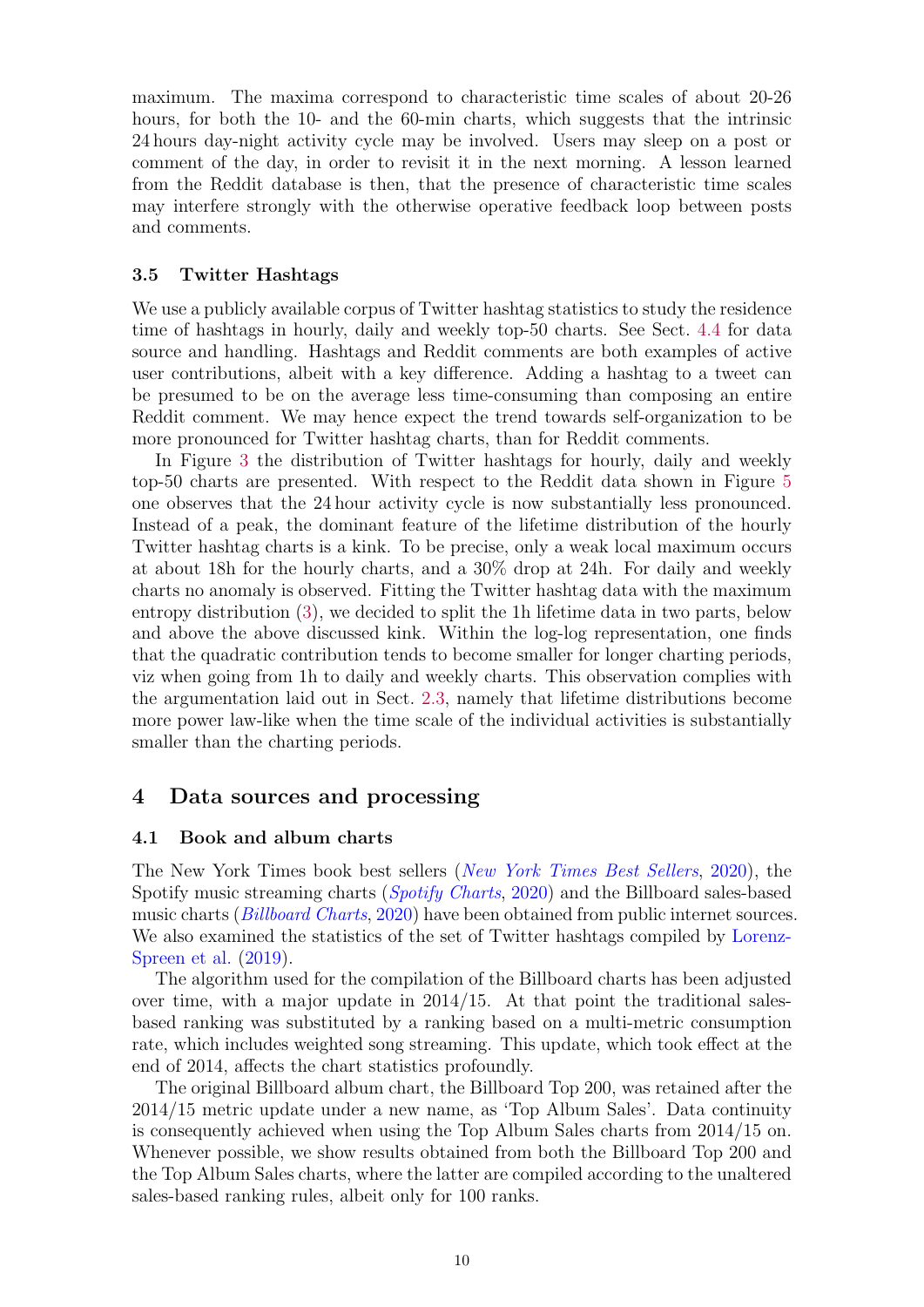maximum. The maxima correspond to characteristic time scales of about 20-26 hours, for both the 10- and the 60-min charts, which suggests that the intrinsic 24 hours day-night activity cycle may be involved. Users may sleep on a post or comment of the day, in order to revisit it in the next morning. A lesson learned from the Reddit database is then, that the presence of characteristic time scales may interfere strongly with the otherwise operative feedback loop between posts and comments.

### 3.5 Twitter Hashtags

We use a publicly available corpus of Twitter hashtag statistics to study the residence time of hashtags in hourly, daily and weekly top-50 charts. See Sect. 4.4 for data source and handling. Hashtags and Reddit comments are both examples of active user contributions, albeit with a key difference. Adding a hashtag to a tweet can be presumed to be on the average less time-consuming than composing an entire Reddit comment. We may hence expect the trend towards self-organization to be more pronounced for Twitter hashtag charts, than for Reddit comments.

In Figure 3 the distribution of Twitter hashtags for hourly, daily and weekly top-50 charts are presented. With respect to the Reddit data shown in Figure 5 one observes that the 24 hour activity cycle is now substantially less pronounced. Instead of a peak, the dominant feature of the lifetime distribution of the hourly Twitter hashtag charts is a kink. To be precise, only a weak local maximum occurs at about 18h for the hourly charts, and a 30% drop at 24h. For daily and weekly charts no anomaly is observed. Fitting the Twitter hashtag data with the maximum entropy distribution (3), we decided to split the 1h lifetime data in two parts, below and above the above discussed kink. Within the log-log representation, one finds that the quadratic contribution tends to become smaller for longer charting periods, viz when going from 1h to daily and weekly charts. This observation complies with the argumentation laid out in Sect. 2.3, namely that lifetime distributions become more power law-like when the time scale of the individual activities is substantially smaller than the charting periods.

## 4 Data sources and processing

### 4.1 Book and album charts

The New York Times book best sellers (*New York Times Best Sellers*, 2020), the Spotify music streaming charts (*Spotify Charts*, 2020) and the Billboard sales-based music charts (*Billboard Charts*, 2020) have been obtained from public internet sources. We also examined the statistics of the set of Twitter hashtags compiled by Lorenz-Spreen et al. (2019).

The algorithm used for the compilation of the Billboard charts has been adjusted over time, with a major update in 2014/15. At that point the traditional sales-based ranking was substituted by a ranking based on a multi-metric consumption rate, which includes weighted song streaming. This update, which took effect at the end of 2014, affects the chart statistics profoundly.

The original Billboard album chart, the Billboard Top 200, was retained after the 2014/15 metric update under a new name, as 'Top Album Sales'. Data continuity is consequently achieved when using the Top Album Sales charts from 2014/15 on. Whenever possible, we show results obtained from both the Billboard Top 200 and the Top Album Sales charts, where the latter are compiled according to the unaltered sales-based ranking rules, albeit only for 100 ranks.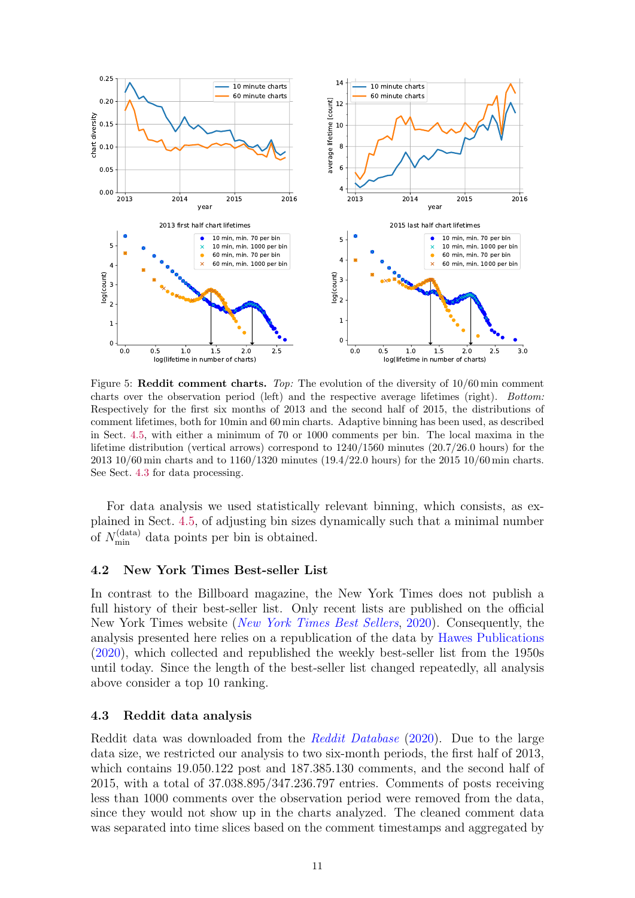Figure 5: **Reddit comment charts.** *Top:* The evolution of the diversity of 10/60 min comment charts over the observation period (left) and the respective average lifetimes (right). *Bottom:* Respectively for the first six months of 2013 and the second half of 2015, the distributions of comment lifetimes, both for 10min and 60 min charts. Adaptive binning has been used, as described in Sect. 4.5, with either a minimum of 70 or 1000 comments per bin. The local maxima in the lifetime distribution (vertical arrows) correspond to 1240/1560 minutes (20.7/26.0 hours) for the 2013 10/60 min charts and to 1160/1320 minutes (19.4/22.0 hours) for the 2015 10/60 min charts. See Sect. 4.3 for data processing.

For data analysis we used statistically relevant binning, which consists, as explained in Sect. 4.5, of adjusting bin sizes dynamically such that a minimal number of $N_{\text{min}}^{(\text{data})}$ data points per bin is obtained.

## 4.2 New York Times Best-seller List

In contrast to the Billboard magazine, the New York Times does not publish a full history of their best-seller list. Only recent lists are published on the official New York Times website (*New York Times Best Sellers*, 2020). Consequently, the analysis presented here relies on a republication of the data by Hawes Publications (2020), which collected and republished the weekly best-seller list from the 1950s until today. Since the length of the best-seller list changed repeatedly, all analysis above consider a top 10 ranking.

## 4.3 Reddit data analysis

Reddit data was downloaded from the *Reddit Database* (2020). Due to the large data size, we restricted our analysis to two six-month periods, the first half of 2013, which contains 19.050.122 post and 187.385.130 comments, and the second half of 2015, with a total of 37.038.895/347.236.797 entries. Comments of posts receiving less than 1000 comments over the observation period were removed from the data, since they would not show up in the charts analyzed. The cleaned comment data was separated into time slices based on the comment timestamps and aggregated by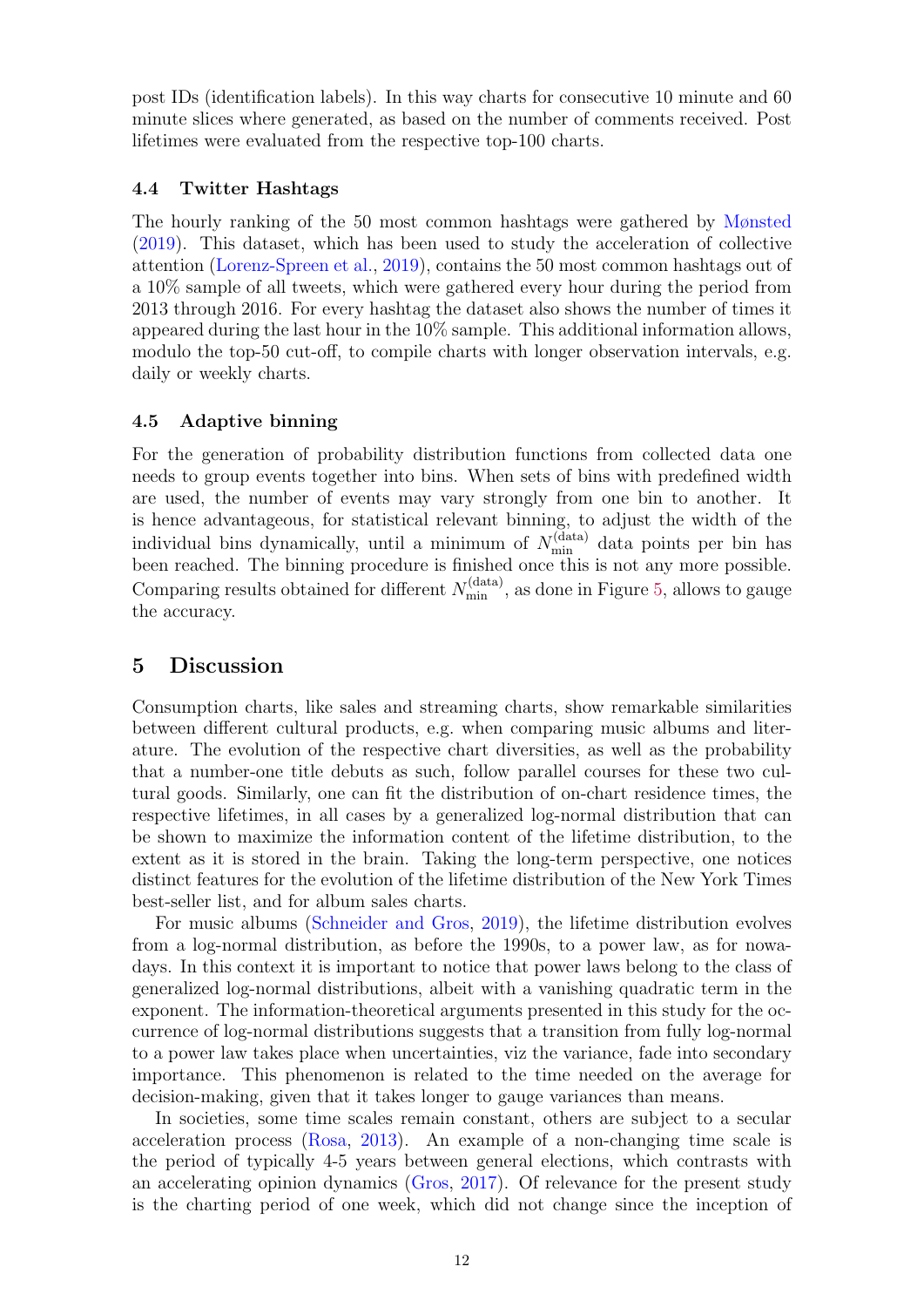post IDs (identification labels). In this way charts for consecutive 10 minute and 60 minute slices where generated, as based on the number of comments received. Post lifetimes were evaluated from the respective top-100 charts.

### 4.4 Twitter Hashtags

The hourly ranking of the 50 most common hashtags were gathered by Mønsted (2019). This dataset, which has been used to study the acceleration of collective attention (Lorenz-Spreen et al., 2019), contains the 50 most common hashtags out of a 10% sample of all tweets, which were gathered every hour during the period from 2013 through 2016. For every hashtag the dataset also shows the number of times it appeared during the last hour in the 10% sample. This additional information allows, modulo the top-50 cut-off, to compile charts with longer observation intervals, e.g. daily or weekly charts.

### 4.5 Adaptive binning

For the generation of probability distribution functions from collected data one needs to group events together into bins. When sets of bins with predefined width are used, the number of events may vary strongly from one bin to another. It is hence advantageous, for statistical relevant binning, to adjust the width of the individual bins dynamically, until a minimum of $N_{\text{min}}^{(\text{data})}$ data points per bin has been reached. The binning procedure is finished once this is not any more possible. Comparing results obtained for different $N_{\text{min}}^{(\text{data})}$, as done in Figure 5, allows to gauge the accuracy.

## 5 Discussion

Consumption charts, like sales and streaming charts, show remarkable similarities between different cultural products, e.g. when comparing music albums and literature. The evolution of the respective chart diversities, as well as the probability that a number-one title debuts as such, follow parallel courses for these two cultural goods. Similarly, one can fit the distribution of on-chart residence times, the respective lifetimes, in all cases by a generalized log-normal distribution that can be shown to maximize the information content of the lifetime distribution, to the extent as it is stored in the brain. Taking the long-term perspective, one notices distinct features for the evolution of the lifetime distribution of the New York Times best-seller list, and for album sales charts.

For music albums (Schneider and Gros, 2019), the lifetime distribution evolves from a log-normal distribution, as before the 1990s, to a power law, as for nowadays. In this context it is important to notice that power laws belong to the class of generalized log-normal distributions, albeit with a vanishing quadratic term in the exponent. The information-theoretical arguments presented in this study for the occurrence of log-normal distributions suggests that a transition from fully log-normal to a power law takes place when uncertainties, viz the variance, fade into secondary importance. This phenomenon is related to the time needed on the average for decision-making, given that it takes longer to gauge variances than means.

In societies, some time scales remain constant, others are subject to a secular acceleration process (Rosa, 2013). An example of a non-changing time scale is the period of typically 4-5 years between general elections, which contrasts with an accelerating opinion dynamics (Gros, 2017). Of relevance for the present study is the charting period of one week, which did not change since the inception of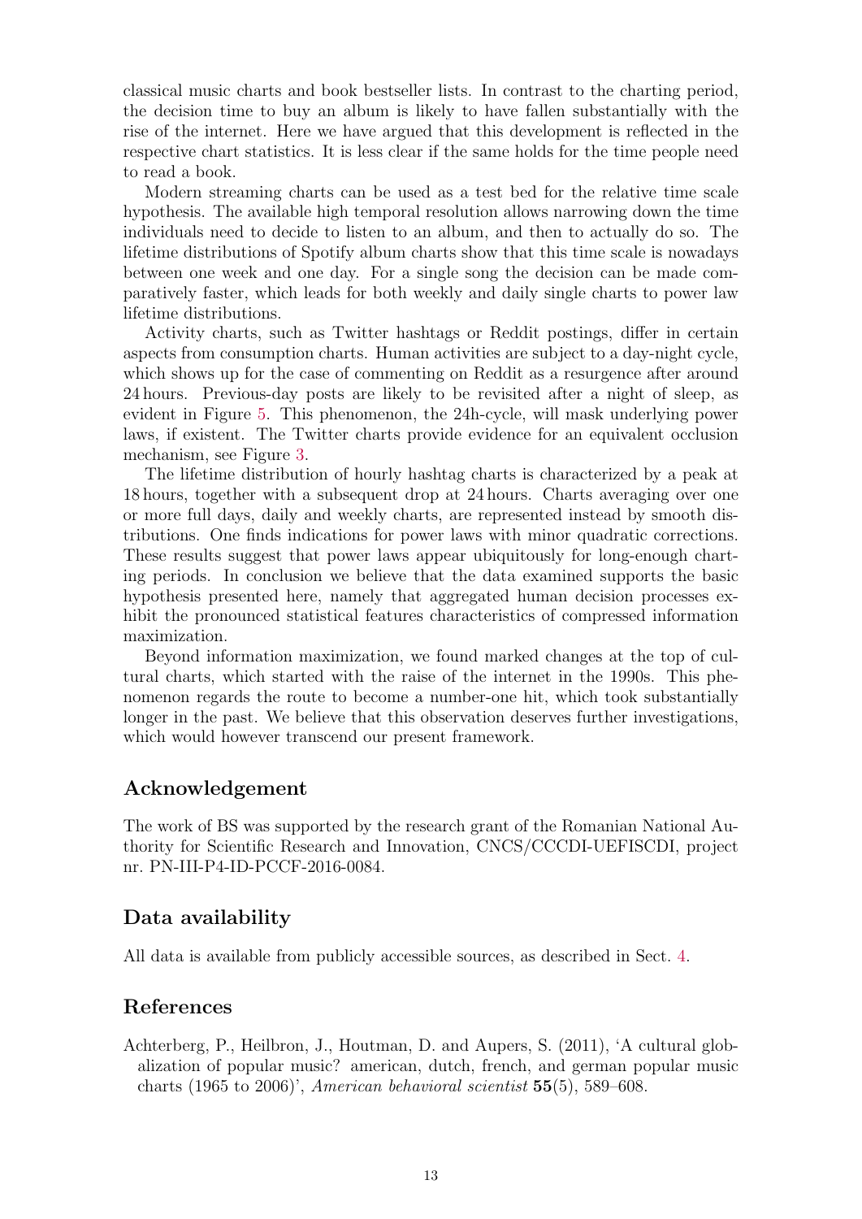classical music charts and book bestseller lists. In contrast to the charting period, the decision time to buy an album is likely to have fallen substantially with the rise of the internet. Here we have argued that this development is reflected in the respective chart statistics. It is less clear if the same holds for the time people need to read a book.

Modern streaming charts can be used as a test bed for the relative time scale hypothesis. The available high temporal resolution allows narrowing down the time individuals need to decide to listen to an album, and then to actually do so. The lifetime distributions of Spotify album charts show that this time scale is nowadays between one week and one day. For a single song the decision can be made comparatively faster, which leads for both weekly and daily single charts to power law lifetime distributions.

Activity charts, such as Twitter hashtags or Reddit postings, differ in certain aspects from consumption charts. Human activities are subject to a day-night cycle, which shows up for the case of commenting on Reddit as a resurgence after around 24 hours. Previous-day posts are likely to be revisited after a night of sleep, as evident in Figure 5. This phenomenon, the 24h-cycle, will mask underlying power laws, if existent. The Twitter charts provide evidence for an equivalent occlusion mechanism, see Figure 3.

The lifetime distribution of hourly hashtag charts is characterized by a peak at 18 hours, together with a subsequent drop at 24 hours. Charts averaging over one or more full days, daily and weekly charts, are represented instead by smooth distributions. One finds indications for power laws with minor quadratic corrections. These results suggest that power laws appear ubiquitously for long-enough charting periods. In conclusion we believe that the data examined supports the basic hypothesis presented here, namely that aggregated human decision processes exhibit the pronounced statistical features characteristics of compressed information maximization.

Beyond information maximization, we found marked changes at the top of cultural charts, which started with the raise of the internet in the 1990s. This phenomenon regards the route to become a number-one hit, which took substantially longer in the past. We believe that this observation deserves further investigations, which would however transcend our present framework.

## Acknowledgement

The work of BS was supported by the research grant of the Romanian National Authority for Scientific Research and Innovation, CNCS/CCCDI-UEFISCDI, project nr. PN-III-P4-ID-PCCF-2016-0084.

## Data availability

All data is available from publicly accessible sources, as described in Sect. 4.

## References

Achterberg, P., Heilbron, J., Houtman, D. and Aupers, S. (2011), 'A cultural globalization of popular music? american, dutch, french, and german popular music charts (1965 to 2006)', *American behavioral scientist* **55**(5), 589–608.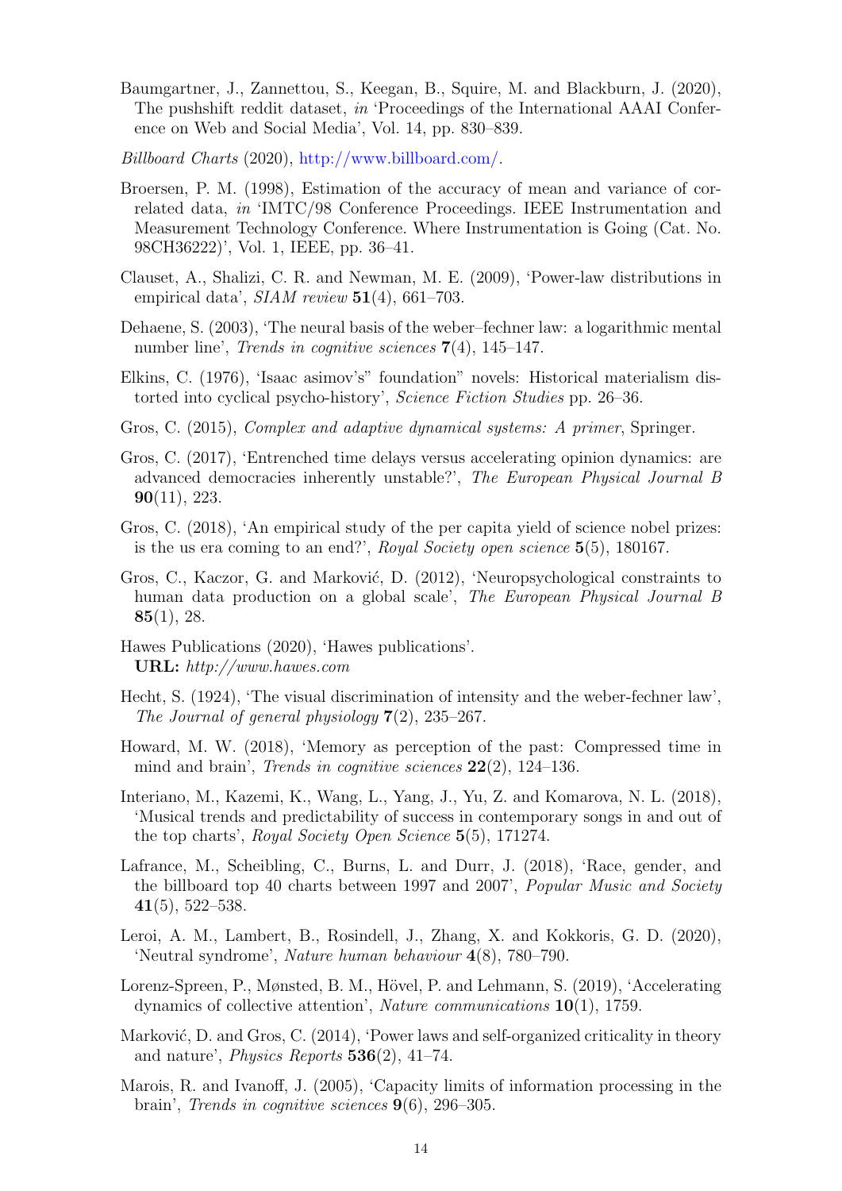Baumgartner, J., Zannettou, S., Keegan, B., Squire, M. and Blackburn, J. (2020), The pushshift reddit dataset, *in* 'Proceedings of the International AAAI Conference on Web and Social Media', Vol. 14, pp. 830–839.

*Billboard Charts* (2020), http://www.billboard.com/.

Broersen, P. M. (1998), Estimation of the accuracy of mean and variance of correlated data, *in* 'IMTC/98 Conference Proceedings. IEEE Instrumentation and Measurement Technology Conference. Where Instrumentation is Going (Cat. No. 98CH36222)', Vol. 1, IEEE, pp. 36–41.

Clauset, A., Shalizi, C. R. and Newman, M. E. (2009), 'Power-law distributions in empirical data', *SIAM review* **51**(4), 661–703.

Dehaene, S. (2003), 'The neural basis of the weber–fechner law: a logarithmic mental number line', *Trends in cognitive sciences* **7**(4), 145–147.

Elkins, C. (1976), 'Isaac asimov's" foundation" novels: Historical materialism distorted into cyclical psycho-history', *Science Fiction Studies* pp. 26–36.

Gros, C. (2015), *Complex and adaptive dynamical systems: A primer*, Springer.

Gros, C. (2017), 'Entrenched time delays versus accelerating opinion dynamics: are advanced democracies inherently unstable?', *The European Physical Journal B* **90**(11), 223.

Gros, C. (2018), 'An empirical study of the per capita yield of science nobel prizes: is the us era coming to an end?', *Royal Society open science* **5**(5), 180167.

Gros, C., Kaczor, G. and Marković, D. (2012), 'Neuropsychological constraints to human data production on a global scale', *The European Physical Journal B* **85**(1), 28.

Hawes Publications (2020), 'Hawes publications'.
**URL:** *http://www.hawes.com*

Hecht, S. (1924), 'The visual discrimination of intensity and the weber-fechner law', *The Journal of general physiology* **7**(2), 235–267.

Howard, M. W. (2018), 'Memory as perception of the past: Compressed time in mind and brain', *Trends in cognitive sciences* **22**(2), 124–136.

Interiano, M., Kazemi, K., Wang, L., Yang, J., Yu, Z. and Komarova, N. L. (2018), 'Musical trends and predictability of success in contemporary songs in and out of the top charts', *Royal Society Open Science* **5**(5), 171274.

Lafrance, M., Scheibling, C., Burns, L. and Durr, J. (2018), 'Race, gender, and the billboard top 40 charts between 1997 and 2007', *Popular Music and Society* **41**(5), 522–538.

Leroi, A. M., Lambert, B., Rosindell, J., Zhang, X. and Kokkoris, G. D. (2020), 'Neutral syndrome', *Nature human behaviour* **4**(8), 780–790.

Lorenz-Spreen, P., Mønsted, B. M., Hövel, P. and Lehmann, S. (2019), 'Accelerating dynamics of collective attention', *Nature communications* **10**(1), 1759.

Marković, D. and Gros, C. (2014), 'Power laws and self-organized criticality in theory and nature', *Physics Reports* **536**(2), 41–74.

Marois, R. and Ivanoff, J. (2005), 'Capacity limits of information processing in the brain', *Trends in cognitive sciences* **9**(6), 296–305.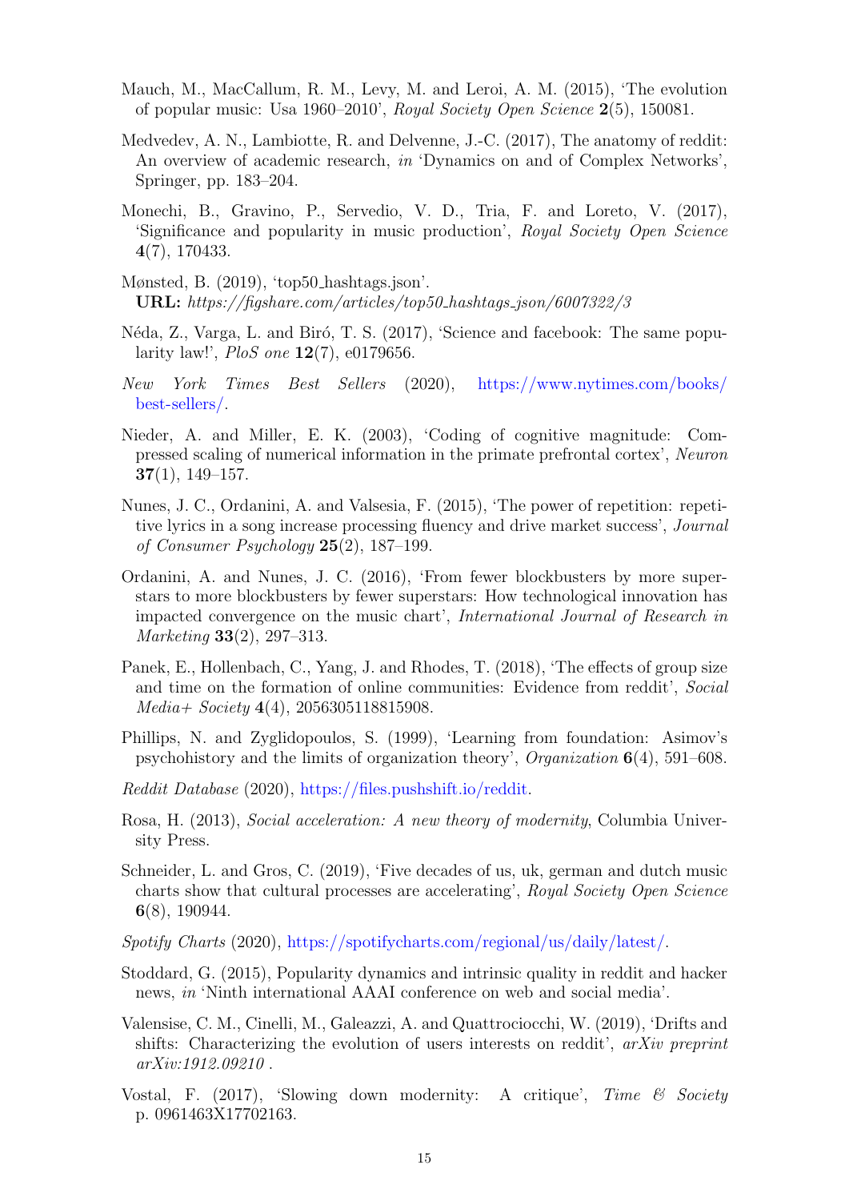Mauch, M., MacCallum, R. M., Levy, M. and Leroi, A. M. (2015), 'The evolution of popular music: Usa 1960–2010', *Royal Society Open Science* **2**(5), 150081.

Medvedev, A. N., Lambiotte, R. and Delvenne, J.-C. (2017), The anatomy of reddit: An overview of academic research, *in* 'Dynamics on and of Complex Networks', Springer, pp. 183–204.

Monechi, B., Gravino, P., Servedio, V. D., Tria, F. and Loreto, V. (2017), 'Significance and popularity in music production', *Royal Society Open Science* **4**(7), 170433.

Mønsted, B. (2019), 'top50_hashtags.json'.
**URL:** *https://figshare.com/articles/top50_hashtags_json/6007322/3*

Néda, Z., Varga, L. and Biró, T. S. (2017), 'Science and facebook: The same popularity law!', *PloS one* **12**(7), e0179656.

*New York Times Best Sellers* (2020), https://www.nytimes.com/books/best-sellers/.

Nieder, A. and Miller, E. K. (2003), 'Coding of cognitive magnitude: Compressed scaling of numerical information in the primate prefrontal cortex', *Neuron* **37**(1), 149–157.

Nunes, J. C., Ordanini, A. and Valsesia, F. (2015), 'The power of repetition: repetitive lyrics in a song increase processing fluency and drive market success', *Journal of Consumer Psychology* **25**(2), 187–199.

Ordanini, A. and Nunes, J. C. (2016), 'From fewer blockbusters by more superstars to more blockbusters by fewer superstars: How technological innovation has impacted convergence on the music chart', *International Journal of Research in Marketing* **33**(2), 297–313.

Panek, E., Hollenbach, C., Yang, J. and Rhodes, T. (2018), 'The effects of group size and time on the formation of online communities: Evidence from reddit', *Social Media+ Society* **4**(4), 2056305118815908.

Phillips, N. and Zyglidopoulos, S. (1999), 'Learning from foundation: Asimov's psychohistory and the limits of organization theory', *Organization* **6**(4), 591–608.

*Reddit Database* (2020), https://files.pushshift.io/reddit.

Rosa, H. (2013), *Social acceleration: A new theory of modernity*, Columbia University Press.

Schneider, L. and Gros, C. (2019), 'Five decades of us, uk, german and dutch music charts show that cultural processes are accelerating', *Royal Society Open Science* **6**(8), 190944.

*Spotify Charts* (2020), https://spotifycharts.com/regional/us/daily/latest/.

Stoddard, G. (2015), Popularity dynamics and intrinsic quality in reddit and hacker news, *in* 'Ninth international AAAI conference on web and social media'.

Valensise, C. M., Cinelli, M., Galeazzi, A. and Quattrociocchi, W. (2019), 'Drifts and shifts: Characterizing the evolution of users interests on reddit', *arXiv preprint arXiv:1912.09210* .

Vostal, F. (2017), 'Slowing down modernity: A critique', *Time & Society* p. 0961463X17702163.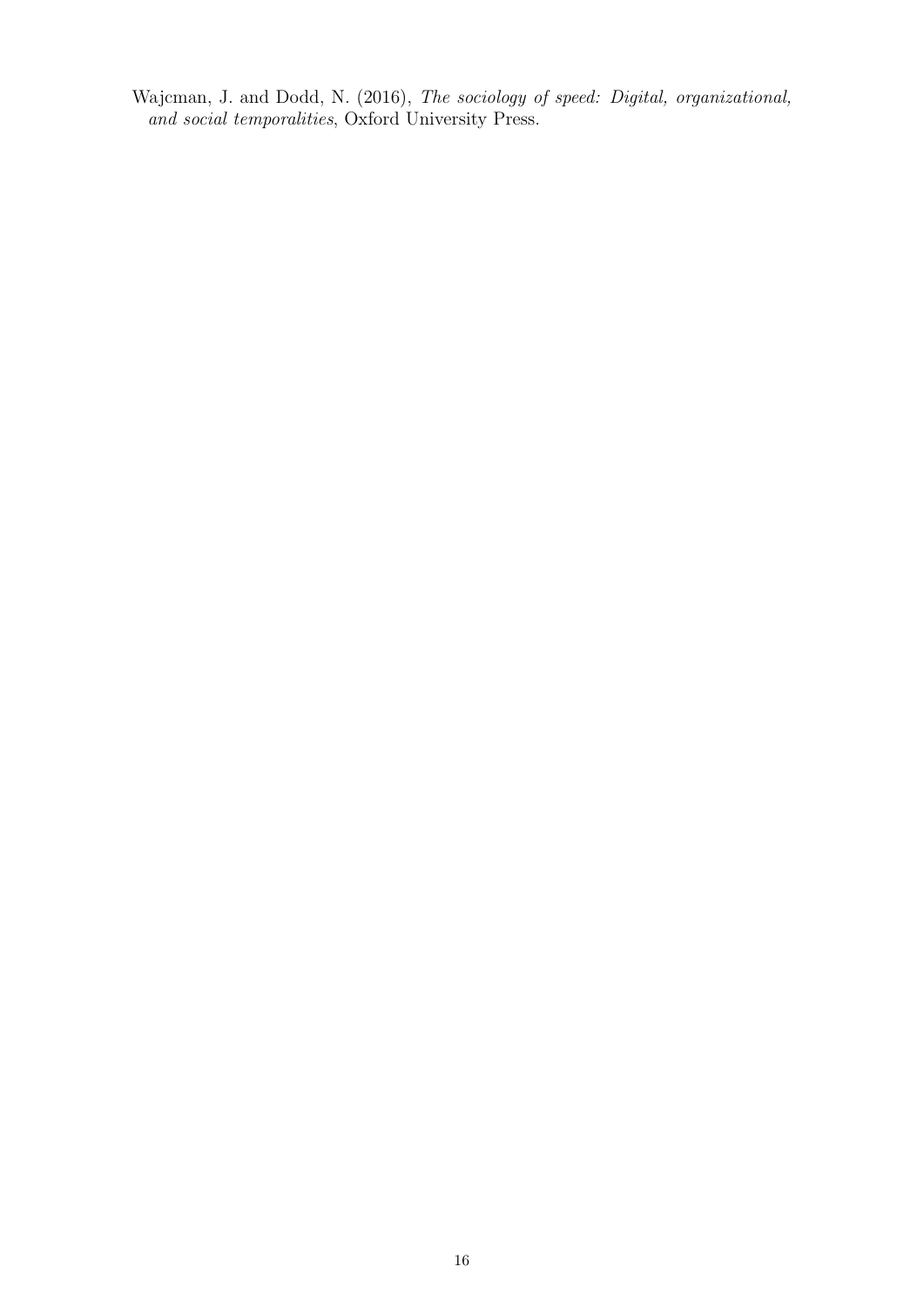Wajcman, J. and Dodd, N. (2016), *The sociology of speed: Digital, organizational, and social temporalities*, Oxford University Press.